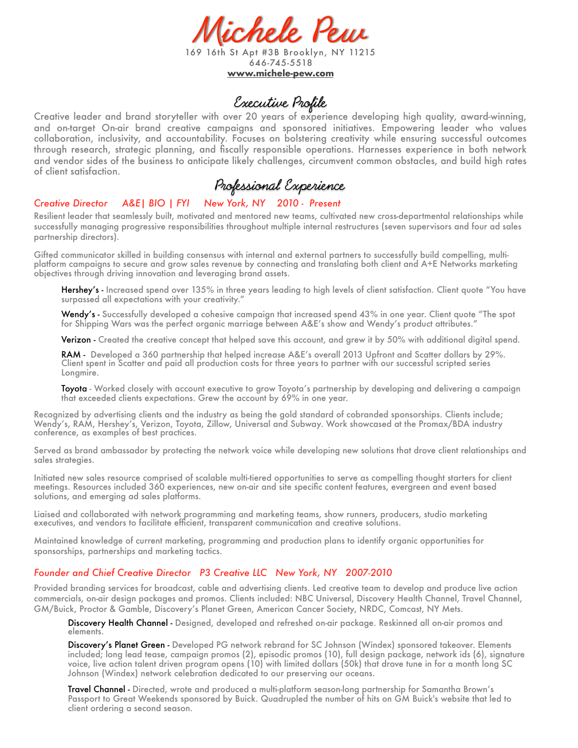# Michele Pew

169 16th St Apt #3B Brooklyn, NY 11215
646-745-5518
**www.michele-pew.com**

## Executive Profile

Creative leader and brand storyteller with over 20 years of experience developing high quality, award-winning, and on-target On-air brand creative campaigns and sponsored initiatives. Empowering leader who values collaboration, inclusivity, and accountability. Focuses on bolstering creativity while ensuring successful outcomes through research, strategic planning, and fiscally responsible operations. Harnesses experience in both network and vendor sides of the business to anticipate likely challenges, circumvent common obstacles, and build high rates of client satisfaction.

## Professional Experience

### *Creative Director A&E| BIO | FYI New York, NY 2010 - Present*

Resilient leader that seamlessly built, motivated and mentored new teams, cultivated new cross-departmental relationships while successfully managing progressive responsibilities throughout multiple internal restructures (seven supervisors and four ad sales partnership directors).

Gifted communicator skilled in building consensus with internal and external partners to successfully build compelling, multi-platform campaigns to secure and grow sales revenue by connecting and translating both client and A+E Networks marketing objectives through driving innovation and leveraging brand assets.

- Hershey's - Increased spend over 135% in three years leading to high levels of client satisfaction. Client quote "You have surpassed all expectations with your creativity."
- Wendy's - Successfully developed a cohesive campaign that increased spend 43% in one year. Client quote "The spot for Shipping Wars was the perfect organic marriage between A&E's show and Wendy's product attributes."
- Verizon - Created the creative concept that helped save this account, and grew it by 50% with additional digital spend.
- RAM - Developed a 360 partnership that helped increase A&E's overall 2013 Upfront and Scatter dollars by 29%. Client spent in Scatter and paid all production costs for three years to partner with our successful scripted series Longmire.
- Toyota - Worked closely with account executive to grow Toyota's partnership by developing and delivering a campaign that exceeded clients expectations. Grew the account by 69% in one year.

Recognized by advertising clients and the industry as being the gold standard of cobranded sponsorships. Clients include; Wendy's, RAM, Hershey's, Verizon, Toyota, Zillow, Universal and Subway. Work showcased at the Promax/BDA industry conference, as examples of best practices.

Served as brand ambassador by protecting the network voice while developing new solutions that drove client relationships and sales strategies.

Initiated new sales resource comprised of scalable multi-tiered opportunities to serve as compelling thought starters for client meetings. Resources included 360 experiences, new on-air and site specific content features, evergreen and event based solutions, and emerging ad sales platforms.

Liaised and collaborated with network programming and marketing teams, show runners, producers, studio marketing executives, and vendors to facilitate efficient, transparent communication and creative solutions.

Maintained knowledge of current marketing, programming and production plans to identify organic opportunities for sponsorships, partnerships and marketing tactics.

### *Founder and Chief Creative Director P3 Creative LLC New York, NY 2007-2010*

Provided branding services for broadcast, cable and advertising clients. Led creative team to develop and produce live action commercials, on-air design packages and promos. Clients included: NBC Universal, Discovery Health Channel, Travel Channel, GM/Buick, Proctor & Gamble, Discovery's Planet Green, American Cancer Society, NRDC, Comcast, NY Mets.

- Discovery Health Channel - Designed, developed and refreshed on-air package. Reskinned all on-air promos and elements.
- Discovery's Planet Green - Developed PG network rebrand for SC Johnson (Windex) sponsored takeover. Elements included; long lead tease, campaign promos (2), episodic promos (10), full design package, network ids (6), signature voice, live action talent driven program opens (10) with limited dollars (50k) that drove tune in for a month long SC Johnson (Windex) network celebration dedicated to our preserving our oceans.
- Travel Channel - Directed, wrote and produced a multi-platform season-long partnership for Samantha Brown's Passport to Great Weekends sponsored by Buick. Quadrupled the number of hits on GM Buick's website that led to client ordering a second season.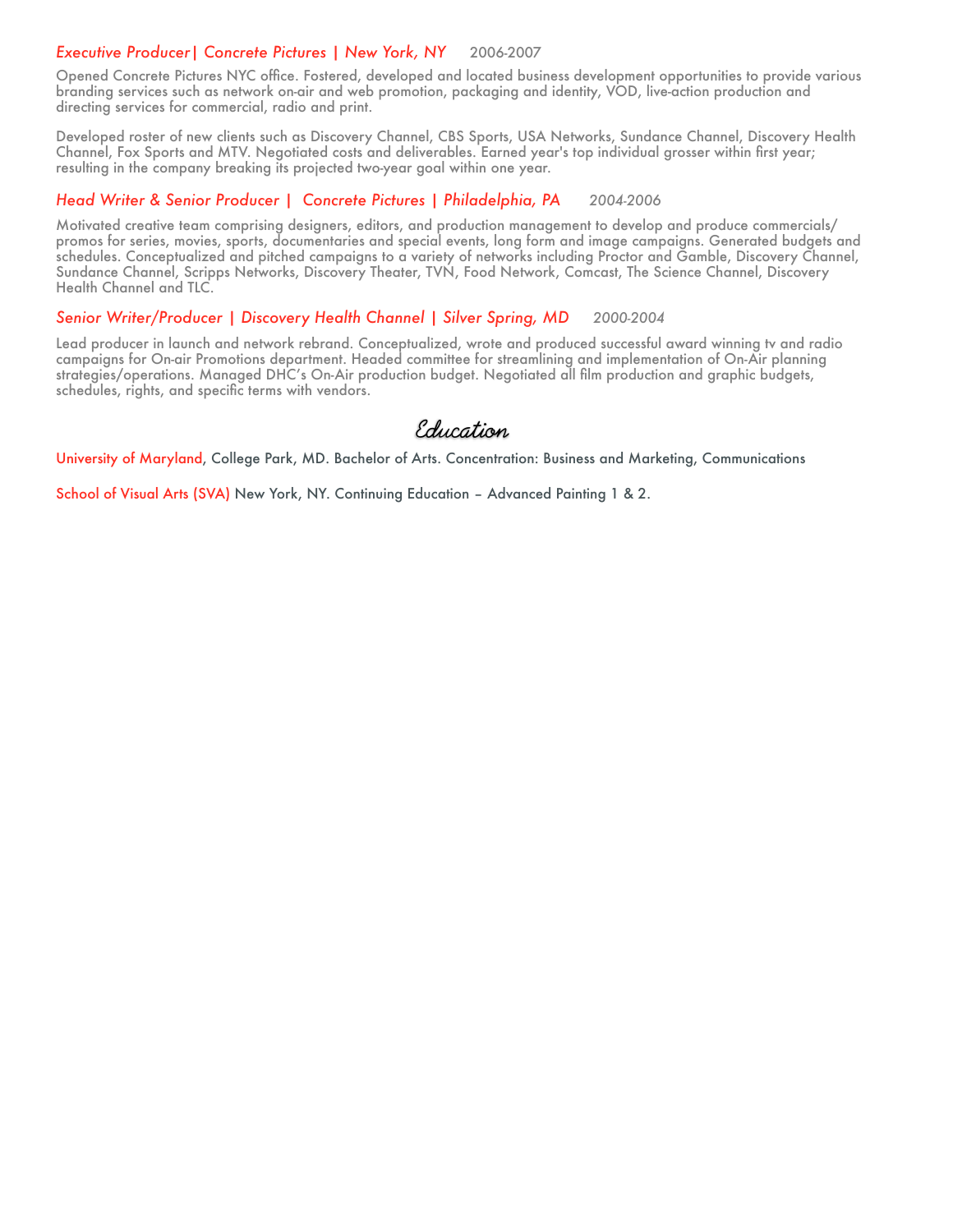### *Executive Producer| Concrete Pictures | New York, NY* 2006-2007

Opened Concrete Pictures NYC office. Fostered, developed and located business development opportunities to provide various branding services such as network on-air and web promotion, packaging and identity, VOD, live-action production and directing services for commercial, radio and print.

Developed roster of new clients such as Discovery Channel, CBS Sports, USA Networks, Sundance Channel, Discovery Health Channel, Fox Sports and MTV. Negotiated costs and deliverables. Earned year's top individual grosser within first year; resulting in the company breaking its projected two-year goal within one year.

### *Head Writer & Senior Producer | Concrete Pictures | Philadelphia, PA* *2004-2006*

Motivated creative team comprising designers, editors, and production management to develop and produce commercials/ promos for series, movies, sports, documentaries and special events, long form and image campaigns. Generated budgets and schedules. Conceptualized and pitched campaigns to a variety of networks including Proctor and Gamble, Discovery Channel, Sundance Channel, Scripps Networks, Discovery Theater, TVN, Food Network, Comcast, The Science Channel, Discovery Health Channel and TLC.

### *Senior Writer/Producer | Discovery Health Channel | Silver Spring, MD* *2000-2004*

Lead producer in launch and network rebrand. Conceptualized, wrote and produced successful award winning tv and radio campaigns for On-air Promotions department. Headed committee for streamlining and implementation of On-Air planning strategies/operations. Managed DHC's On-Air production budget. Negotiated all film production and graphic budgets, schedules, rights, and specific terms with vendors.

## Education

University of Maryland, College Park, MD. Bachelor of Arts. Concentration: Business and Marketing, Communications

School of Visual Arts (SVA) New York, NY. Continuing Education – Advanced Painting 1 & 2.